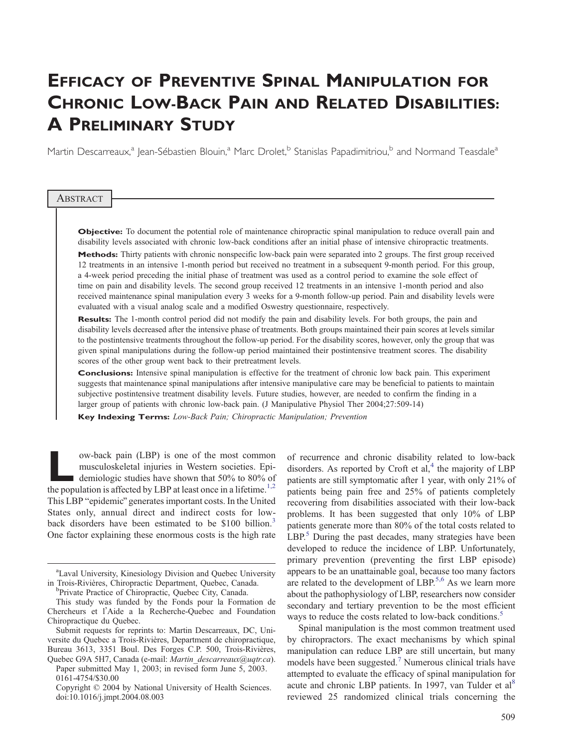# Efficacy of Preventive Spinal Manipulation for Chronic Low-Back Pain and Related Disabilities: A Preliminary Study

Martin Descarreaux,[a] Jean-Sébastien Blouin,[a] Marc Drolet,[b] Stanislas Papadimitriou,[b] and Normand Teasdale[a]

## Abstract

**Objective:** To document the potential role of maintenance chiropractic spinal manipulation to reduce overall pain and disability levels associated with chronic low-back conditions after an initial phase of intensive chiropractic treatments.

**Methods:** Thirty patients with chronic nonspecific low-back pain were separated into 2 groups. The first group received 12 treatments in an intensive 1-month period but received no treatment in a subsequent 9-month period. For this group, a 4-week period preceding the initial phase of treatment was used as a control period to examine the sole effect of time on pain and disability levels. The second group received 12 treatments in an intensive 1-month period and also received maintenance spinal manipulation every 3 weeks for a 9-month follow-up period. Pain and disability levels were evaluated with a visual analog scale and a modified Oswestry questionnaire, respectively.

**Results:** The 1-month control period did not modify the pain and disability levels. For both groups, the pain and disability levels decreased after the intensive phase of treatments. Both groups maintained their pain scores at levels similar to the postintensive treatments throughout the follow-up period. For the disability scores, however, only the group that was given spinal manipulations during the follow-up period maintained their postintensive treatment scores. The disability scores of the other group went back to their pretreatment levels.

**Conclusions:** Intensive spinal manipulation is effective for the treatment of chronic low back pain. This experiment suggests that maintenance spinal manipulations after intensive manipulative care may be beneficial to patients to maintain subjective postintensive treatment disability levels. Future studies, however, are needed to confirm the finding in a larger group of patients with chronic low-back pain. (J Manipulative Physiol Ther 2004;27:509-14)

**Key Indexing Terms:** *Low-Back Pain; Chiropractic Manipulation; Prevention*

Low-back pain (LBP) is one of the most common musculoskeletal injuries in Western societies. Epidemiologic studies have shown that 50% to 80% of the population is affected by LBP at least once in a lifetime.[1,2] This LBP "epidemic" generates important costs. In the United States only, annual direct and indirect costs for low-back disorders have been estimated to be $100 billion.[3] One factor explaining these enormous costs is the high rate of recurrence and chronic disability related to low-back disorders. As reported by Croft et al,[4] the majority of LBP patients are still symptomatic after 1 year, with only 21% of patients being pain free and 25% of patients completely recovering from disabilities associated with their low-back problems. It has been suggested that only 10% of LBP patients generate more than 80% of the total costs related to LBP.[5] During the past decades, many strategies have been developed to reduce the incidence of LBP. Unfortunately, primary prevention (preventing the first LBP episode) appears to be an unattainable goal, because too many factors are related to the development of LBP.[5,6] As we learn more about the pathophysiology of LBP, researchers now consider secondary and tertiary prevention to be the most efficient ways to reduce the costs related to low-back conditions.[5]

Spinal manipulation is the most common treatment used by chiropractors. The exact mechanisms by which spinal manipulation can reduce LBP are still uncertain, but many models have been suggested.[7] Numerous clinical trials have attempted to evaluate the efficacy of spinal manipulation for acute and chronic LBP patients. In 1997, van Tulder et al[8] reviewed 25 randomized clinical trials concerning the

---

[a] Laval University, Kinesiology Division and Quebec University in Trois-Rivières, Chiropractic Department, Quebec, Canada.

[b] Private Practice of Chiropractic, Quebec City, Canada.

This study was funded by the Fonds pour la Formation de Chercheurs et l'Aide a la Recherche-Quebec and Foundation Chiropractique du Quebec.

Submit requests for reprints to: Martin Descarreaux, DC, Universite du Quebec a Trois-Rivières, Department de chiropractique, Bureau 3613, 3351 Boul. Des Forges C.P. 500, Trois-Rivières, Quebec G9A 5H7, Canada (e-mail: *Martin_descarreaux@uqtr.ca*).

Paper submitted May 1, 2003; in revised form June 5, 2003.

0161-4754/$30.00

Copyright © 2004 by National University of Health Sciences.

doi:10.1016/j.jmpt.2004.08.003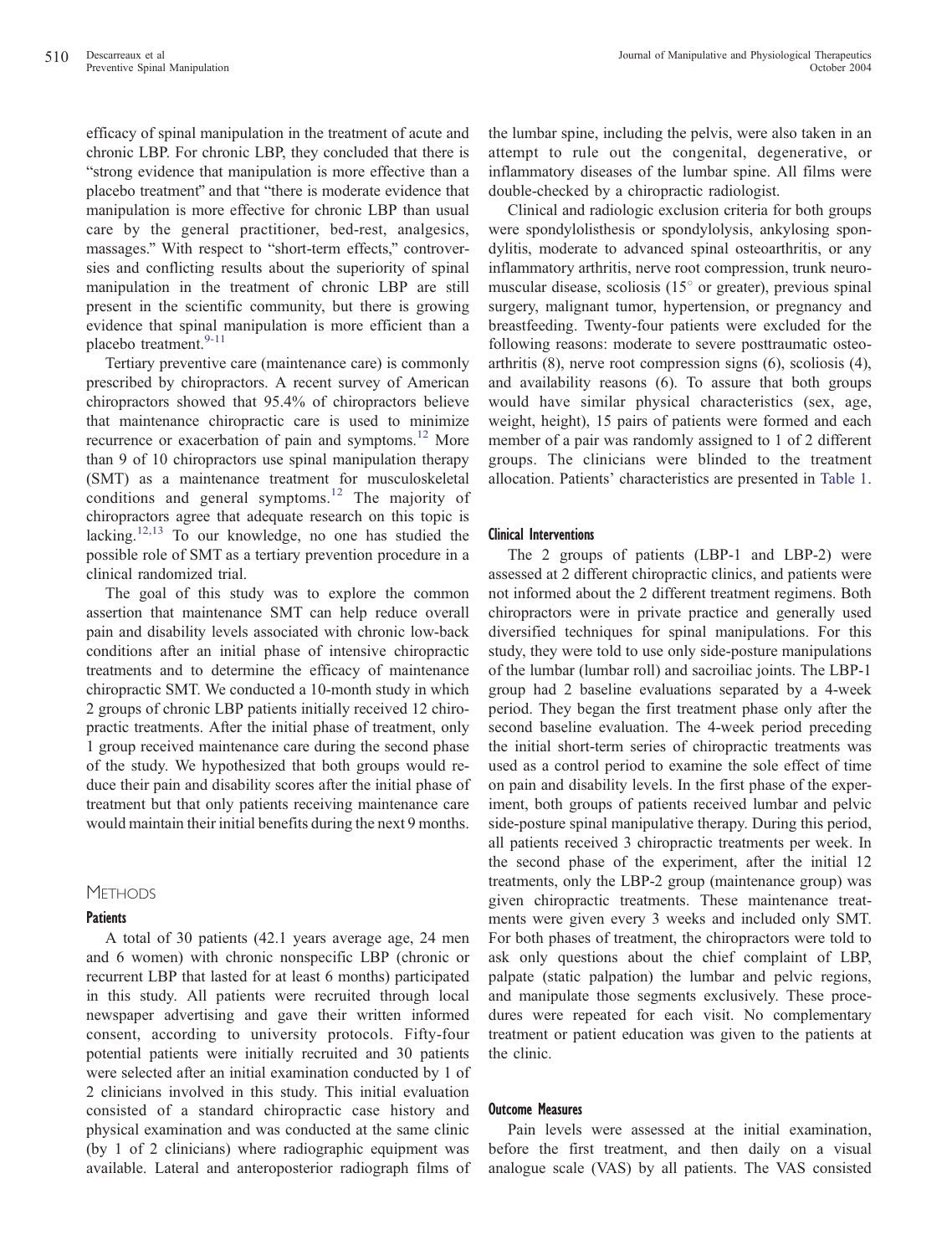efficacy of spinal manipulation in the treatment of acute and chronic LBP. For chronic LBP, they concluded that there is "strong evidence that manipulation is more effective than a placebo treatment" and that "there is moderate evidence that manipulation is more effective for chronic LBP than usual care by the general practitioner, bed-rest, analgesics, massages." With respect to "short-term effects," controversies and conflicting results about the superiority of spinal manipulation in the treatment of chronic LBP are still present in the scientific community, but there is growing evidence that spinal manipulation is more efficient than a placebo treatment.[9-11]

Tertiary preventive care (maintenance care) is commonly prescribed by chiropractors. A recent survey of American chiropractors showed that 95.4% of chiropractors believe that maintenance chiropractic care is used to minimize recurrence or exacerbation of pain and symptoms.[12] More than 9 of 10 chiropractors use spinal manipulation therapy (SMT) as a maintenance treatment for musculoskeletal conditions and general symptoms.[12] The majority of chiropractors agree that adequate research on this topic is lacking.[12,13] To our knowledge, no one has studied the possible role of SMT as a tertiary prevention procedure in a clinical randomized trial.

The goal of this study was to explore the common assertion that maintenance SMT can help reduce overall pain and disability levels associated with chronic low-back conditions after an initial phase of intensive chiropractic treatments and to determine the efficacy of maintenance chiropractic SMT. We conducted a 10-month study in which 2 groups of chronic LBP patients initially received 12 chiropractic treatments. After the initial phase of treatment, only 1 group received maintenance care during the second phase of the study. We hypothesized that both groups would reduce their pain and disability scores after the initial phase of treatment but that only patients receiving maintenance care would maintain their initial benefits during the next 9 months.

## Methods

### Patients

A total of 30 patients (42.1 years average age, 24 men and 6 women) with chronic nonspecific LBP (chronic or recurrent LBP that lasted for at least 6 months) participated in this study. All patients were recruited through local newspaper advertising and gave their written informed consent, according to university protocols. Fifty-four potential patients were initially recruited and 30 patients were selected after an initial examination conducted by 1 of 2 clinicians involved in this study. This initial evaluation consisted of a standard chiropractic case history and physical examination and was conducted at the same clinic (by 1 of 2 clinicians) where radiographic equipment was available. Lateral and anteroposterior radiograph films of the lumbar spine, including the pelvis, were also taken in an attempt to rule out the congenital, degenerative, or inflammatory diseases of the lumbar spine. All films were double-checked by a chiropractic radiologist.

Clinical and radiologic exclusion criteria for both groups were spondylolisthesis or spondylolysis, ankylosing spondylitis, moderate to advanced spinal osteoarthritis, or any inflammatory arthritis, nerve root compression, trunk neuromuscular disease, scoliosis (15° or greater), previous spinal surgery, malignant tumor, hypertension, or pregnancy and breastfeeding. Twenty-four patients were excluded for the following reasons: moderate to severe posttraumatic osteoarthritis (8), nerve root compression signs (6), scoliosis (4), and availability reasons (6). To assure that both groups would have similar physical characteristics (sex, age, weight, height), 15 pairs of patients were formed and each member of a pair was randomly assigned to 1 of 2 different groups. The clinicians were blinded to the treatment allocation. Patients' characteristics are presented in Table 1.

### Clinical Interventions

The 2 groups of patients (LBP-1 and LBP-2) were assessed at 2 different chiropractic clinics, and patients were not informed about the 2 different treatment regimens. Both chiropractors were in private practice and generally used diversified techniques for spinal manipulations. For this study, they were told to use only side-posture manipulations of the lumbar (lumbar roll) and sacroiliac joints. The LBP-1 group had 2 baseline evaluations separated by a 4-week period. They began the first treatment phase only after the second baseline evaluation. The 4-week period preceding the initial short-term series of chiropractic treatments was used as a control period to examine the sole effect of time on pain and disability levels. In the first phase of the experiment, both groups of patients received lumbar and pelvic side-posture spinal manipulative therapy. During this period, all patients received 3 chiropractic treatments per week. In the second phase of the experiment, after the initial 12 treatments, only the LBP-2 group (maintenance group) was given chiropractic treatments. These maintenance treatments were given every 3 weeks and included only SMT. For both phases of treatment, the chiropractors were told to ask only questions about the chief complaint of LBP, palpate (static palpation) the lumbar and pelvic regions, and manipulate those segments exclusively. These procedures were repeated for each visit. No complementary treatment or patient education was given to the patients at the clinic.

### Outcome Measures

Pain levels were assessed at the initial examination, before the first treatment, and then daily on a visual analogue scale (VAS) by all patients. The VAS consisted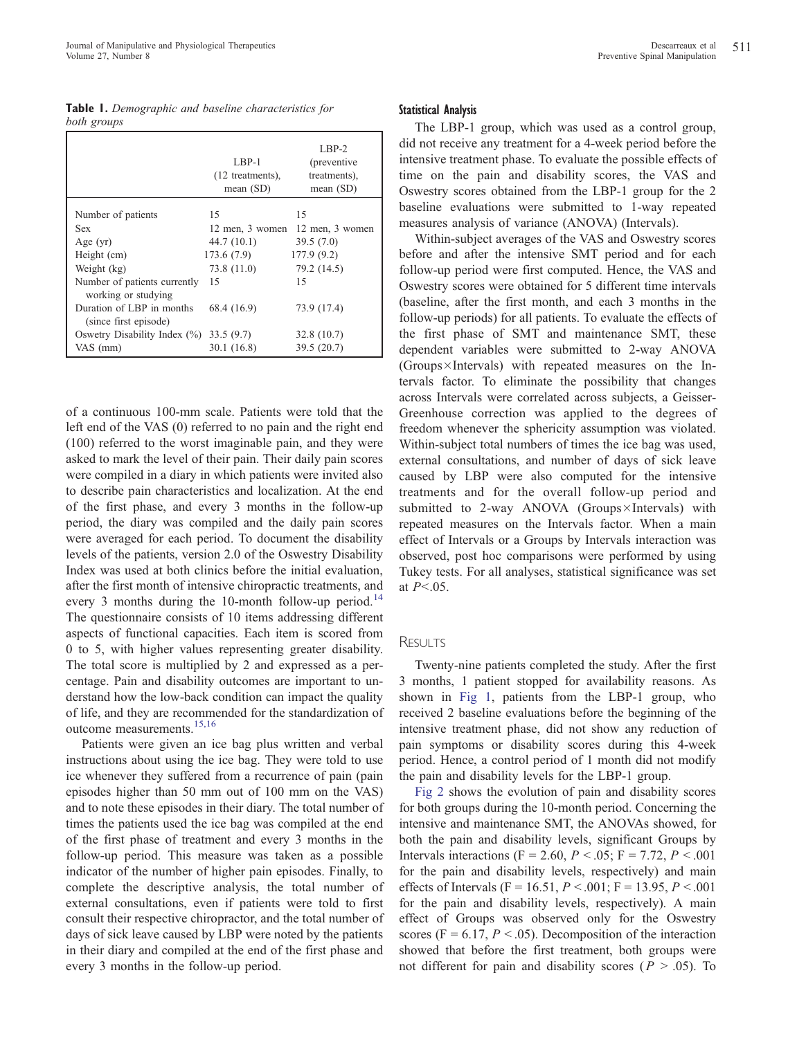**Table 1.** *Demographic and baseline characteristics for both groups*

| | LBP-1 (12 treatments), mean (SD) | LBP-2 (preventive treatments), mean (SD) |
|---|---|---|
| Number of patients | 15 | 15 |
| Sex | 12 men, 3 women | 12 men, 3 women |
| Age (yr) | 44.7 (10.1) | 39.5 (7.0) |
| Height (cm) | 173.6 (7.9) | 177.9 (9.2) |
| Weight (kg) | 73.8 (11.0) | 79.2 (14.5) |
| Number of patients currently working or studying | 15 | 15 |
| Duration of LBP in months (since first episode) | 68.4 (16.9) | 73.9 (17.4) |
| Oswetry Disability Index (%) | 33.5 (9.7) | 32.8 (10.7) |
| VAS (mm) | 30.1 (16.8) | 39.5 (20.7) |

of a continuous 100-mm scale. Patients were told that the left end of the VAS (0) referred to no pain and the right end (100) referred to the worst imaginable pain, and they were asked to mark the level of their pain. Their daily pain scores were compiled in a diary in which patients were invited also to describe pain characteristics and localization. At the end of the first phase, and every 3 months in the follow-up period, the diary was compiled and the daily pain scores were averaged for each period. To document the disability levels of the patients, version 2.0 of the Oswestry Disability Index was used at both clinics before the initial evaluation, after the first month of intensive chiropractic treatments, and every 3 months during the 10-month follow-up period.[14] The questionnaire consists of 10 items addressing different aspects of functional capacities. Each item is scored from 0 to 5, with higher values representing greater disability. The total score is multiplied by 2 and expressed as a percentage. Pain and disability outcomes are important to understand how the low-back condition can impact the quality of life, and they are recommended for the standardization of outcome measurements.[15,16]

Patients were given an ice bag plus written and verbal instructions about using the ice bag. They were told to use ice whenever they suffered from a recurrence of pain (pain episodes higher than 50 mm out of 100 mm on the VAS) and to note these episodes in their diary. The total number of times the patients used the ice bag was compiled at the end of the first phase of treatment and every 3 months in the follow-up period. This measure was taken as a possible indicator of the number of higher pain episodes. Finally, to complete the descriptive analysis, the total number of external consultations, even if patients were told to first consult their respective chiropractor, and the total number of days of sick leave caused by LBP were noted by the patients in their diary and compiled at the end of the first phase and every 3 months in the follow-up period.

### Statistical Analysis

The LBP-1 group, which was used as a control group, did not receive any treatment for a 4-week period before the intensive treatment phase. To evaluate the possible effects of time on the pain and disability scores, the VAS and Oswestry scores obtained from the LBP-1 group for the 2 baseline evaluations were submitted to 1-way repeated measures analysis of variance (ANOVA) (Intervals).

Within-subject averages of the VAS and Oswestry scores before and after the intensive SMT period and for each follow-up period were first computed. Hence, the VAS and Oswestry scores were obtained for 5 different time intervals (baseline, after the first month, and each 3 months in the follow-up periods) for all patients. To evaluate the effects of the first phase of SMT and maintenance SMT, these dependent variables were submitted to 2-way ANOVA (Groups×Intervals) with repeated measures on the Intervals factor. To eliminate the possibility that changes across Intervals were correlated across subjects, a Geisser-Greenhouse correction was applied to the degrees of freedom whenever the sphericity assumption was violated. Within-subject total numbers of times the ice bag was used, external consultations, and number of days of sick leave caused by LBP were also computed for the intensive treatments and for the overall follow-up period and submitted to 2-way ANOVA (Groups×Intervals) with repeated measures on the Intervals factor. When a main effect of Intervals or a Groups by Intervals interaction was observed, post hoc comparisons were performed by using Tukey tests. For all analyses, statistical significance was set at $P<.05$.

## Results

Twenty-nine patients completed the study. After the first 3 months, 1 patient stopped for availability reasons. As shown in Fig 1, patients from the LBP-1 group, who received 2 baseline evaluations before the beginning of the intensive treatment phase, did not show any reduction of pain symptoms or disability scores during this 4-week period. Hence, a control period of 1 month did not modify the pain and disability levels for the LBP-1 group.

Fig 2 shows the evolution of pain and disability scores for both groups during the 10-month period. Concerning the intensive and maintenance SMT, the ANOVAs showed, for both the pain and disability levels, significant Groups by Intervals interactions ($F = 2.60$, $P < .05$; $F = 7.72$, $P < .001$ for the pain and disability levels, respectively) and main effects of Intervals ($F = 16.51$, $P < .001$; $F = 13.95$, $P < .001$ for the pain and disability levels, respectively). A main effect of Groups was observed only for the Oswestry scores ($F = 6.17$, $P < .05$). Decomposition of the interaction showed that before the first treatment, both groups were not different for pain and disability scores ($P > .05$). To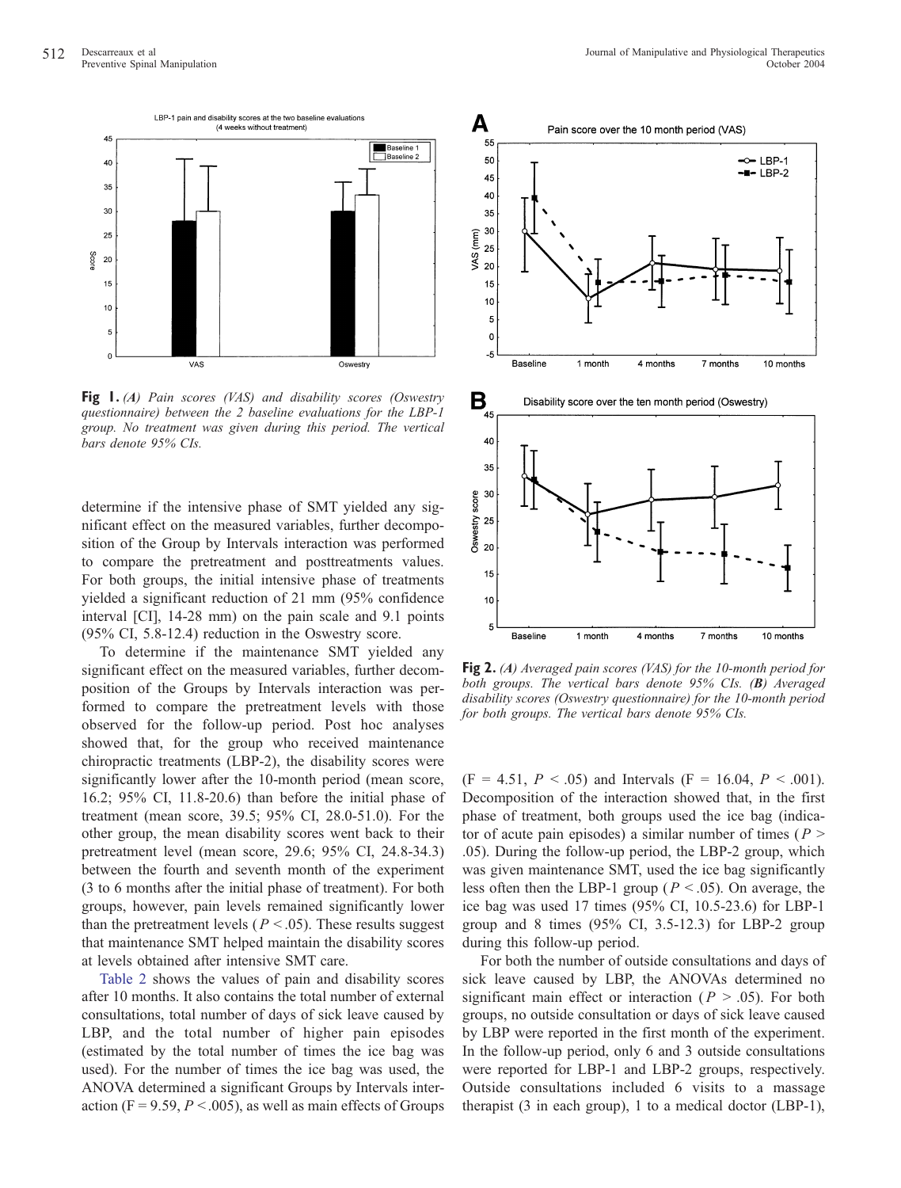**Fig 1.** *(A) Pain scores (VAS) and disability scores (Oswestry questionnaire) between the 2 baseline evaluations for the LBP-1 group. No treatment was given during this period. The vertical bars denote 95% CIs.*

determine if the intensive phase of SMT yielded any significant effect on the measured variables, further decomposition of the Group by Intervals interaction was performed to compare the pretreatment and posttreatments values. For both groups, the initial intensive phase of treatments yielded a significant reduction of 21 mm (95% confidence interval [CI], 14-28 mm) on the pain scale and 9.1 points (95% CI, 5.8-12.4) reduction in the Oswestry score.

To determine if the maintenance SMT yielded any significant effect on the measured variables, further decomposition of the Groups by Intervals interaction was performed to compare the pretreatment levels with those observed for the follow-up period. Post hoc analyses showed that, for the group who received maintenance chiropractic treatments (LBP-2), the disability scores were significantly lower after the 10-month period (mean score, 16.2; 95% CI, 11.8-20.6) than before the initial phase of treatment (mean score, 39.5; 95% CI, 28.0-51.0). For the other group, the mean disability scores went back to their pretreatment level (mean score, 29.6; 95% CI, 24.8-34.3) between the fourth and seventh month of the experiment (3 to 6 months after the initial phase of treatment). For both groups, however, pain levels remained significantly lower than the pretreatment levels ($P < .05$). These results suggest that maintenance SMT helped maintain the disability scores at levels obtained after intensive SMT care.

Table 2 shows the values of pain and disability scores after 10 months. It also contains the total number of external consultations, total number of days of sick leave caused by LBP, and the total number of higher pain episodes (estimated by the total number of times the ice bag was used). For the number of times the ice bag was used, the ANOVA determined a significant Groups by Intervals interaction ($F = 9.59$, $P < .005$), as well as main effects of Groups

**Fig 2.** *(A) Averaged pain scores (VAS) for the 10-month period for both groups. The vertical bars denote 95% CIs.* ***(B)*** *Averaged disability scores (Oswestry questionnaire) for the 10-month period for both groups. The vertical bars denote 95% CIs.*

($F = 4.51$, $P < .05$) and Intervals ($F = 16.04$, $P < .001$). Decomposition of the interaction showed that, in the first phase of treatment, both groups used the ice bag (indicator of acute pain episodes) a similar number of times ($P > .05$). During the follow-up period, the LBP-2 group, which was given maintenance SMT, used the ice bag significantly less often then the LBP-1 group ($P < .05$). On average, the ice bag was used 17 times (95% CI, 10.5-23.6) for LBP-1 group and 8 times (95% CI, 3.5-12.3) for LBP-2 group during this follow-up period.

For both the number of outside consultations and days of sick leave caused by LBP, the ANOVAs determined no significant main effect or interaction ($P > .05$). For both groups, no outside consultation or days of sick leave caused by LBP were reported in the first month of the experiment. In the follow-up period, only 6 and 3 outside consultations were reported for LBP-1 and LBP-2 groups, respectively. Outside consultations included 6 visits to a massage therapist (3 in each group), 1 to a medical doctor (LBP-1),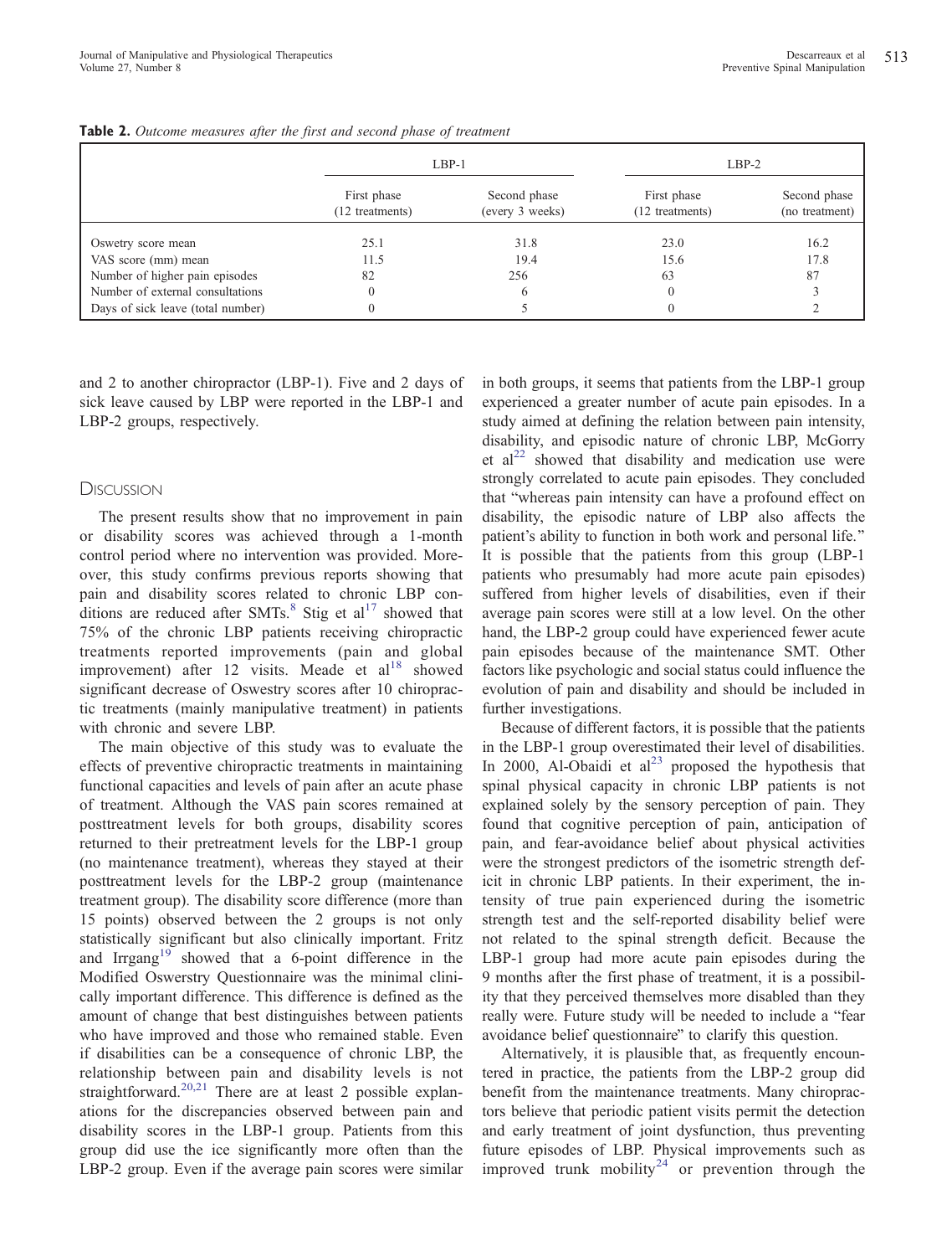**Table 2.** *Outcome measures after the first and second phase of treatment*

| | LBP-1 | | LBP-2 | |
|---|---|---|---|---|
| | First phase (12 treatments) | Second phase (every 3 weeks) | First phase (12 treatments) | Second phase (no treatment) |
| Oswetry score mean | 25.1 | 31.8 | 23.0 | 16.2 |
| VAS score (mm) mean | 11.5 | 19.4 | 15.6 | 17.8 |
| Number of higher pain episodes | 82 | 256 | 63 | 87 |
| Number of external consultations | 0 | 6 | 0 | 3 |
| Days of sick leave (total number) | 0 | 5 | 0 | 2 |

and 2 to another chiropractor (LBP-1). Five and 2 days of sick leave caused by LBP were reported in the LBP-1 and LBP-2 groups, respectively.

## Discussion

The present results show that no improvement in pain or disability scores was achieved through a 1-month control period where no intervention was provided. Moreover, this study confirms previous reports showing that pain and disability scores related to chronic LBP conditions are reduced after SMTs.[8] Stig et al[17] showed that 75% of the chronic LBP patients receiving chiropractic treatments reported improvements (pain and global improvement) after 12 visits. Meade et al[18] showed significant decrease of Oswestry scores after 10 chiropractic treatments (mainly manipulative treatment) in patients with chronic and severe LBP.

The main objective of this study was to evaluate the effects of preventive chiropractic treatments in maintaining functional capacities and levels of pain after an acute phase of treatment. Although the VAS pain scores remained at posttreatment levels for both groups, disability scores returned to their pretreatment levels for the LBP-1 group (no maintenance treatment), whereas they stayed at their posttreatment levels for the LBP-2 group (maintenance treatment group). The disability score difference (more than 15 points) observed between the 2 groups is not only statistically significant but also clinically important. Fritz and Irrgang[19] showed that a 6-point difference in the Modified Oswerstry Questionnaire was the minimal clinically important difference. This difference is defined as the amount of change that best distinguishes between patients who have improved and those who remained stable. Even if disabilities can be a consequence of chronic LBP, the relationship between pain and disability levels is not straightforward.[20,21] There are at least 2 possible explanations for the discrepancies observed between pain and disability scores in the LBP-1 group. Patients from this group did use the ice significantly more often than the LBP-2 group. Even if the average pain scores were similar in both groups, it seems that patients from the LBP-1 group experienced a greater number of acute pain episodes. In a study aimed at defining the relation between pain intensity, disability, and episodic nature of chronic LBP, McGorry et al[22] showed that disability and medication use were strongly correlated to acute pain episodes. They concluded that "whereas pain intensity can have a profound effect on disability, the episodic nature of LBP also affects the patient's ability to function in both work and personal life." It is possible that the patients from this group (LBP-1 patients who presumably had more acute pain episodes) suffered from higher levels of disabilities, even if their average pain scores were still at a low level. On the other hand, the LBP-2 group could have experienced fewer acute pain episodes because of the maintenance SMT. Other factors like psychologic and social status could influence the evolution of pain and disability and should be included in further investigations.

Because of different factors, it is possible that the patients in the LBP-1 group overestimated their level of disabilities. In 2000, Al-Obaidi et al[23] proposed the hypothesis that spinal physical capacity in chronic LBP patients is not explained solely by the sensory perception of pain. They found that cognitive perception of pain, anticipation of pain, and fear-avoidance belief about physical activities were the strongest predictors of the isometric strength deficit in chronic LBP patients. In their experiment, the intensity of true pain experienced during the isometric strength test and the self-reported disability belief were not related to the spinal strength deficit. Because the LBP-1 group had more acute pain episodes during the 9 months after the first phase of treatment, it is a possibility that they perceived themselves more disabled than they really were. Future study will be needed to include a "fear avoidance belief questionnaire" to clarify this question.

Alternatively, it is plausible that, as frequently encountered in practice, the patients from the LBP-2 group did benefit from the maintenance treatments. Many chiropractors believe that periodic patient visits permit the detection and early treatment of joint dysfunction, thus preventing future episodes of LBP. Physical improvements such as improved trunk mobility[24] or prevention through the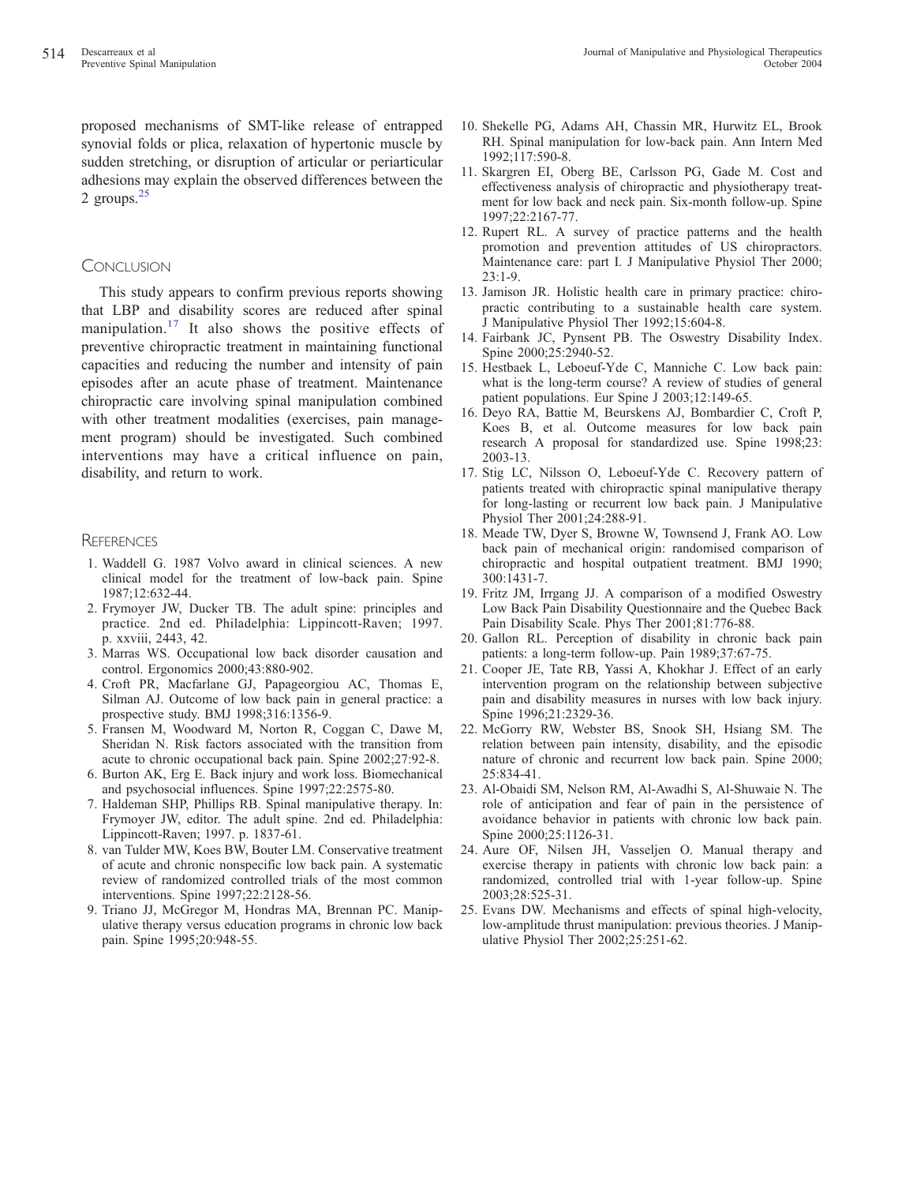proposed mechanisms of SMT-like release of entrapped synovial folds or plica, relaxation of hypertonic muscle by sudden stretching, or disruption of articular or periarticular adhesions may explain the observed differences between the 2 groups.[25]

## Conclusion

This study appears to confirm previous reports showing that LBP and disability scores are reduced after spinal manipulation.[17] It also shows the positive effects of preventive chiropractic treatment in maintaining functional capacities and reducing the number and intensity of pain episodes after an acute phase of treatment. Maintenance chiropractic care involving spinal manipulation combined with other treatment modalities (exercises, pain management program) should be investigated. Such combined interventions may have a critical influence on pain, disability, and return to work.

## References

1. Waddell G. 1987 Volvo award in clinical sciences. A new clinical model for the treatment of low-back pain. Spine 1987;12:632-44.
2. Frymoyer JW, Ducker TB. The adult spine: principles and practice. 2nd ed. Philadelphia: Lippincott-Raven; 1997. p. xxviii, 2443, 42.
3. Marras WS. Occupational low back disorder causation and control. Ergonomics 2000;43:880-902.
4. Croft PR, Macfarlane GJ, Papageorgiou AC, Thomas E, Silman AJ. Outcome of low back pain in general practice: a prospective study. BMJ 1998;316:1356-9.
5. Fransen M, Woodward M, Norton R, Coggan C, Dawe M, Sheridan N. Risk factors associated with the transition from acute to chronic occupational back pain. Spine 2002;27:92-8.
6. Burton AK, Erg E. Back injury and work loss. Biomechanical and psychosocial influences. Spine 1997;22:2575-80.
7. Haldeman SHP, Phillips RB. Spinal manipulative therapy. In: Frymoyer JW, editor. The adult spine. 2nd ed. Philadelphia: Lippincott-Raven; 1997. p. 1837-61.
8. van Tulder MW, Koes BW, Bouter LM. Conservative treatment of acute and chronic nonspecific low back pain. A systematic review of randomized controlled trials of the most common interventions. Spine 1997;22:2128-56.
9. Triano JJ, McGregor M, Hondras MA, Brennan PC. Manipulative therapy versus education programs in chronic low back pain. Spine 1995;20:948-55.
10. Shekelle PG, Adams AH, Chassin MR, Hurwitz EL, Brook RH. Spinal manipulation for low-back pain. Ann Intern Med 1992;117:590-8.
11. Skargren EI, Oberg BE, Carlsson PG, Gade M. Cost and effectiveness analysis of chiropractic and physiotherapy treatment for low back and neck pain. Six-month follow-up. Spine 1997;22:2167-77.
12. Rupert RL. A survey of practice patterns and the health promotion and prevention attitudes of US chiropractors. Maintenance care: part I. J Manipulative Physiol Ther 2000; 23:1-9.
13. Jamison JR. Holistic health care in primary practice: chiropractic contributing to a sustainable health care system. J Manipulative Physiol Ther 1992;15:604-8.
14. Fairbank JC, Pynsent PB. The Oswestry Disability Index. Spine 2000;25:2940-52.
15. Hestbaek L, Leboeuf-Yde C, Manniche C. Low back pain: what is the long-term course? A review of studies of general patient populations. Eur Spine J 2003;12:149-65.
16. Deyo RA, Battie M, Beurskens AJ, Bombardier C, Croft P, Koes B, et al. Outcome measures for low back pain research A proposal for standardized use. Spine 1998;23: 2003-13.
17. Stig LC, Nilsson O, Leboeuf-Yde C. Recovery pattern of patients treated with chiropractic spinal manipulative therapy for long-lasting or recurrent low back pain. J Manipulative Physiol Ther 2001;24:288-91.
18. Meade TW, Dyer S, Browne W, Townsend J, Frank AO. Low back pain of mechanical origin: randomised comparison of chiropractic and hospital outpatient treatment. BMJ 1990; 300:1431-7.
19. Fritz JM, Irrgang JJ. A comparison of a modified Oswestry Low Back Pain Disability Questionnaire and the Quebec Back Pain Disability Scale. Phys Ther 2001;81:776-88.
20. Gallon RL. Perception of disability in chronic back pain patients: a long-term follow-up. Pain 1989;37:67-75.
21. Cooper JE, Tate RB, Yassi A, Khokhar J. Effect of an early intervention program on the relationship between subjective pain and disability measures in nurses with low back injury. Spine 1996;21:2329-36.
22. McGorry RW, Webster BS, Snook SH, Hsiang SM. The relation between pain intensity, disability, and the episodic nature of chronic and recurrent low back pain. Spine 2000; 25:834-41.
23. Al-Obaidi SM, Nelson RM, Al-Awadhi S, Al-Shuwaie N. The role of anticipation and fear of pain in the persistence of avoidance behavior in patients with chronic low back pain. Spine 2000;25:1126-31.
24. Aure OF, Nilsen JH, Vasseljen O. Manual therapy and exercise therapy in patients with chronic low back pain: a randomized, controlled trial with 1-year follow-up. Spine 2003;28:525-31.
25. Evans DW. Mechanisms and effects of spinal high-velocity, low-amplitude thrust manipulation: previous theories. J Manipulative Physiol Ther 2002;25:251-62.